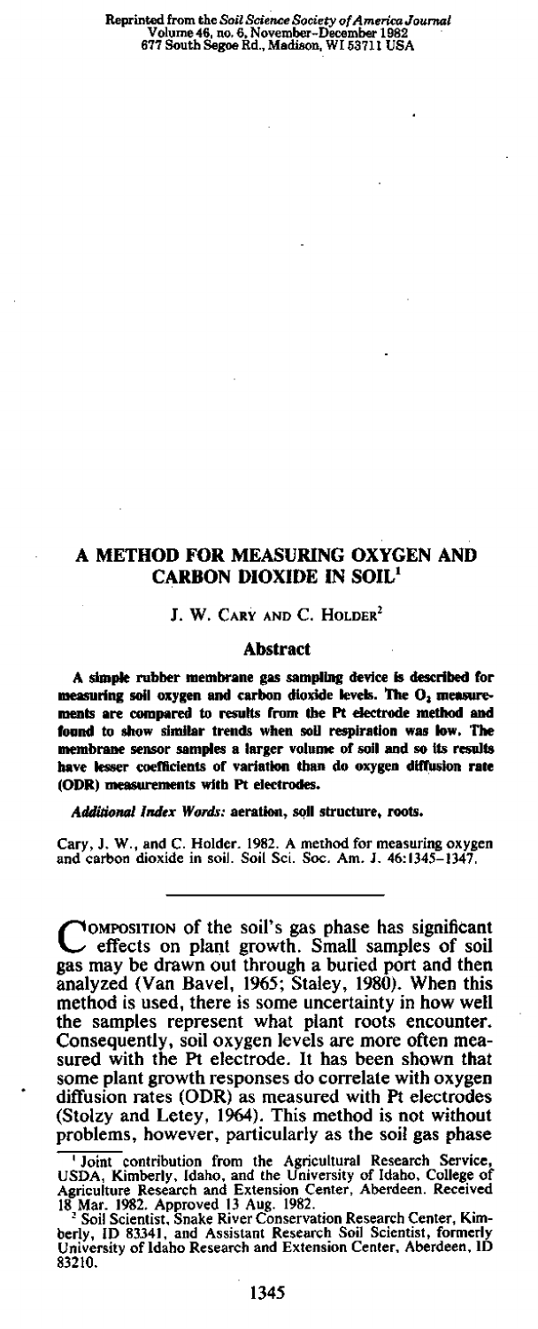Reprinted from the *Soil Science Society of America Journal*
Volume 46, no. 6, November–December 1982
677 South Segoe Rd., Madison, WI 53711 USA

# A METHOD FOR MEASURING OXYGEN AND CARBON DIOXIDE IN SOIL[1]

J. W. Cary and C. Holder[2]

## Abstract

**A simple rubber membrane gas sampling device is described for measuring soil oxygen and carbon dioxide levels. The $O_2$ measurements are compared to results from the Pt electrode method and found to show similar trends when soil respiration was low. The membrane sensor samples a larger volume of soil and so its results have lesser coefficients of variation than do oxygen diffusion rate (ODR) measurements with Pt electrodes.**

*Additional Index Words:* **aeration, soil structure, roots.**

Cary, J. W., and C. Holder. 1982. A method for measuring oxygen and carbon dioxide in soil. Soil Sci. Soc. Am. J. 46:1345–1347.

---

Composition of the soil's gas phase has significant effects on plant growth. Small samples of soil gas may be drawn out through a buried port and then analyzed (Van Bavel, 1965; Staley, 1980). When this method is used, there is some uncertainty in how well the samples represent what plant roots encounter. Consequently, soil oxygen levels are more often measured with the Pt electrode. It has been shown that some plant growth responses do correlate with oxygen diffusion rates (ODR) as measured with Pt electrodes (Stolzy and Letey, 1964). This method is not without problems, however, particularly as the soil gas phase

[1] Joint contribution from the Agricultural Research Service, USDA, Kimberly, Idaho, and the University of Idaho, College of Agriculture Research and Extension Center, Aberdeen. Received 18 Mar. 1982. Approved 13 Aug. 1982.

[2] Soil Scientist, Snake River Conservation Research Center, Kimberly, ID 83341, and Assistant Research Soil Scientist, formerly University of Idaho Research and Extension Center, Aberdeen, ID 83210.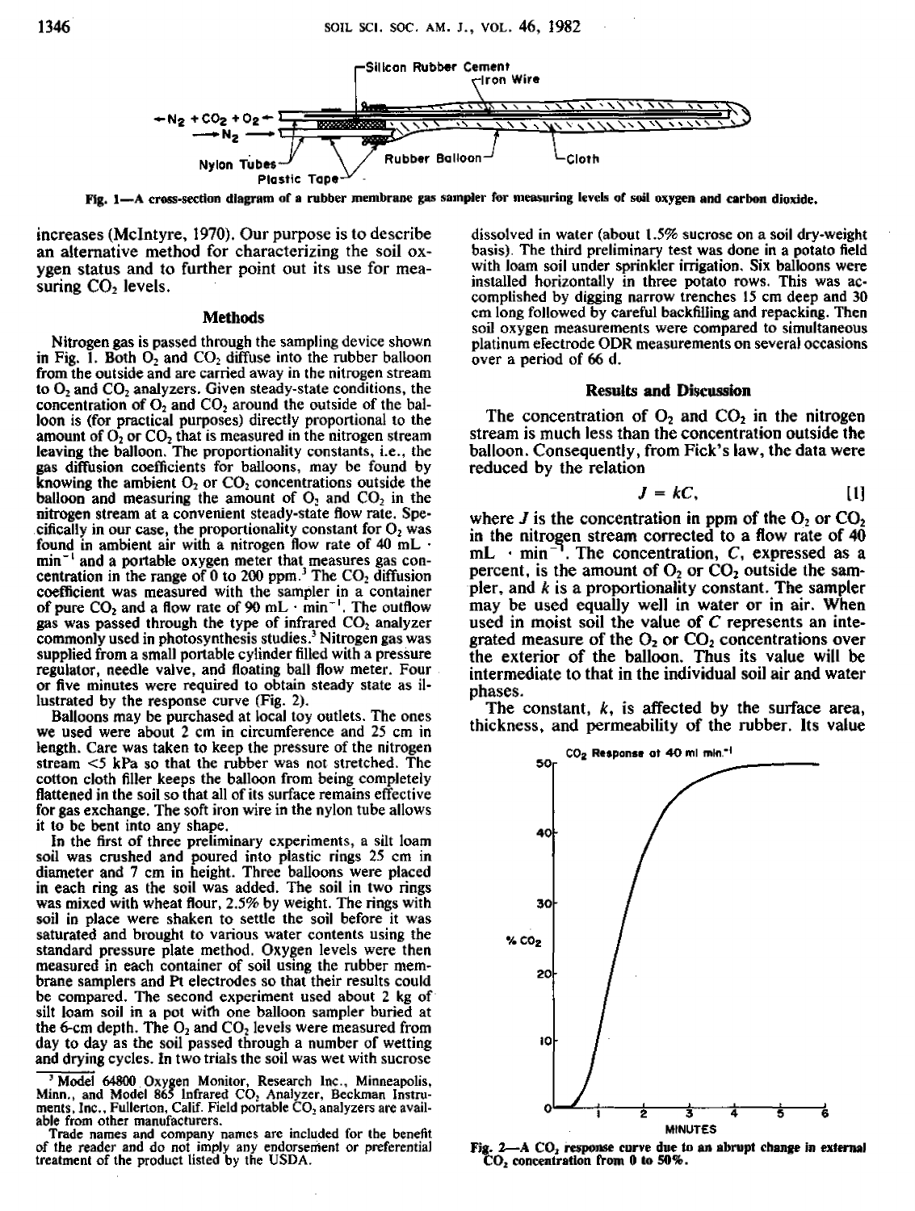Fig. 1—A cross-section diagram of a rubber membrane gas sampler for measuring levels of soil oxygen and carbon dioxide.

increases (McIntyre, 1970). Our purpose is to describe an alternative method for characterizing the soil oxygen status and to further point out its use for measuring $CO_2$ levels.

## Methods

Nitrogen gas is passed through the sampling device shown in Fig. 1. Both $O_2$ and $CO_2$ diffuse into the rubber balloon from the outside and are carried away in the nitrogen stream to $O_2$ and $CO_2$ analyzers. Given steady-state conditions, the concentration of $O_2$ and $CO_2$ around the outside of the balloon is (for practical purposes) directly proportional to the amount of $O_2$ or $CO_2$ that is measured in the nitrogen stream leaving the balloon. The proportionality constants, i.e., the gas diffusion coefficients for balloons, may be found by knowing the ambient $O_2$ or $CO_2$ concentrations outside the balloon and measuring the amount of $O_2$ and $CO_2$ in the nitrogen stream at a convenient steady-state flow rate. Specifically in our case, the proportionality constant for $O_2$ was found in ambient air with a nitrogen flow rate of 40 $mL \cdot min^{-1}$ and a portable oxygen meter that measures gas concentration in the range of 0 to 200 ppm.[3] The $CO_2$ diffusion coefficient was measured with the sampler in a container of pure $CO_2$ and a flow rate of 90 $mL \cdot min^{-1}$. The outflow gas was passed through the type of infrared $CO_2$ analyzer commonly used in photosynthesis studies.[3] Nitrogen gas was supplied from a small portable cylinder filled with a pressure regulator, needle valve, and floating ball flow meter. Four or five minutes were required to obtain steady state as illustrated by the response curve (Fig. 2).

Balloons may be purchased at local toy outlets. The ones we used were about 2 cm in circumference and 25 cm in length. Care was taken to keep the pressure of the nitrogen stream <5 kPa so that the rubber was not stretched. The cotton cloth filler keeps the balloon from being completely flattened in the soil so that all of its surface remains effective for gas exchange. The soft iron wire in the nylon tube allows it to be bent into any shape.

In the first of three preliminary experiments, a silt loam soil was crushed and poured into plastic rings 25 cm in diameter and 7 cm in height. Three balloons were placed in each ring as the soil was added. The soil in two rings was mixed with wheat flour, 2.5% by weight. The rings with soil in place were shaken to settle the soil before it was saturated and brought to various water contents using the standard pressure plate method. Oxygen levels were then measured in each container of soil using the rubber membrane samplers and Pt electrodes so that their results could be compared. The second experiment used about 2 kg of silt loam soil in a pot with one balloon sampler buried at the 6-cm depth. The $O_2$ and $CO_2$ levels were measured from day to day as the soil passed through a number of wetting and drying cycles. In two trials the soil was wet with sucrose dissolved in water (about 1.5% sucrose on a soil dry-weight basis). The third preliminary test was done in a potato field with loam soil under sprinkler irrigation. Six balloons were installed horizontally in three potato rows. This was accomplished by digging narrow trenches 15 cm deep and 30 cm long followed by careful backfilling and repacking. Then soil oxygen measurements were compared to simultaneous platinum electrode ODR measurements on several occasions over a period of 66 d.

[3] Model 64800 Oxygen Monitor, Research Inc., Minneapolis, Minn., and Model 865 Infrared $CO_2$ Analyzer, Beckman Instruments, Inc., Fullerton, Calif. Field portable $CO_2$ analyzers are available from other manufacturers.

Trade names and company names are included for the benefit of the reader and do not imply any endorsement or preferential treatment of the product listed by the USDA.

## Results and Discussion

The concentration of $O_2$ and $CO_2$ in the nitrogen stream is much less than the concentration outside the balloon. Consequently, from Fick's law, the data were reduced by the relation

$$J = kC, \quad [1]$$

where $J$ is the concentration in ppm of the $O_2$ or $CO_2$ in the nitrogen stream corrected to a flow rate of 40 $mL \cdot min^{-1}$. The concentration, $C$, expressed as a percent, is the amount of $O_2$ or $CO_2$ outside the sampler, and $k$ is a proportionality constant. The sampler may be used equally well in water or in air. When used in moist soil the value of $C$ represents an integrated measure of the $O_2$ or $CO_2$ concentrations over the exterior of the balloon. Thus its value will be intermediate to that in the individual soil air and water phases.

The constant, $k$, is affected by the surface area, thickness, and permeability of the rubber. Its value

Fig. 2—A $CO_2$ response curve due to an abrupt change in external $CO_2$ concentration from 0 to 50%.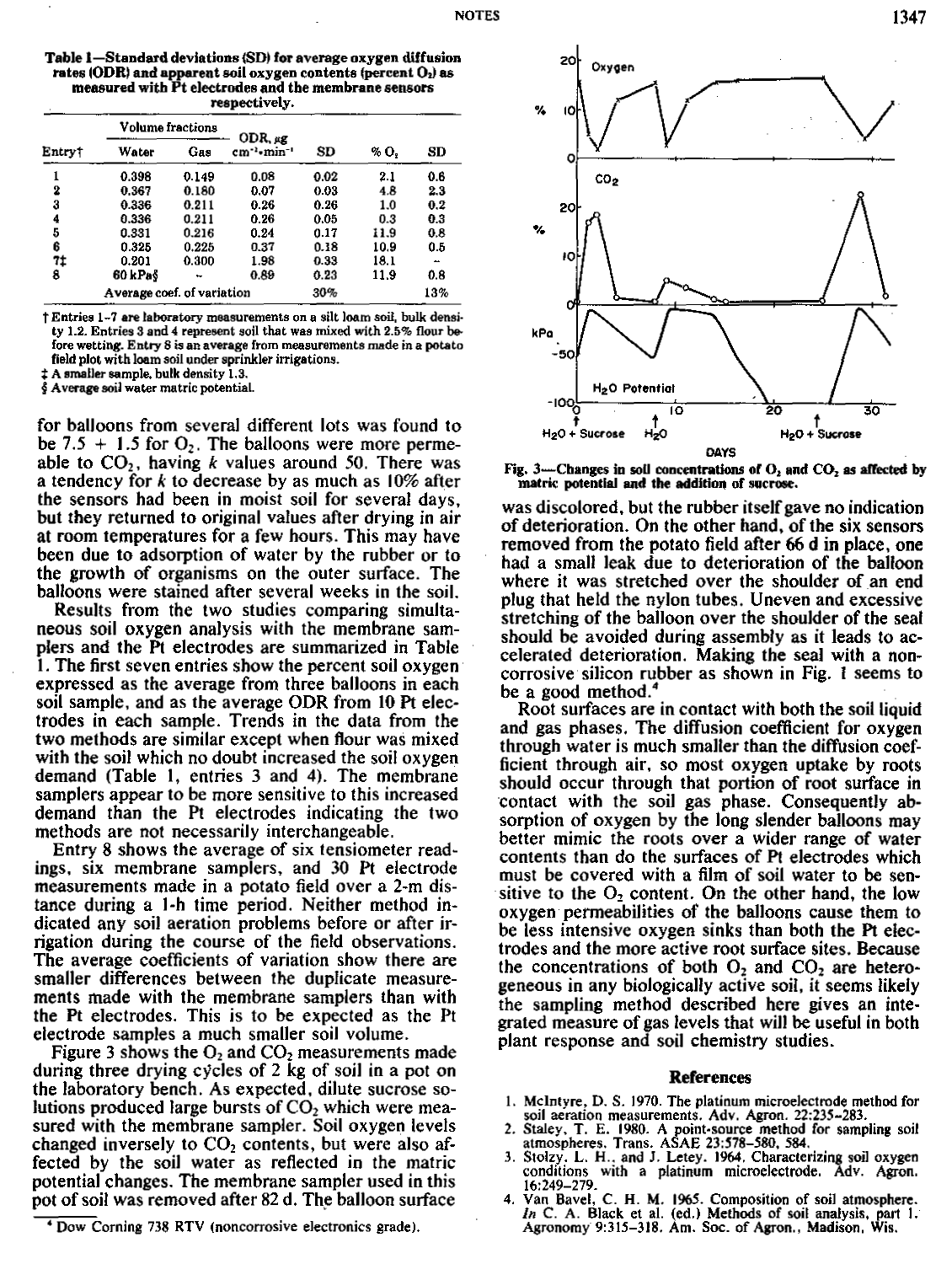**Table 1—Standard deviations (SD) for average oxygen diffusion rates (ODR) and apparent soil oxygen contents (percent $O_2$) as measured with Pt electrodes and the membrane sensors respectively.**

| Entry† | Volume fractions | | ODR, µg $cm^{-2} \cdot min^{-1}$ | SD | % $O_2$ | SD |
|---|---|---|---|---|---|---|
| | Water | Gas | | | | |
| 1 | 0.398 | 0.149 | 0.08 | 0.02 | 2.1 | 0.6 |
| 2 | 0.367 | 0.180 | 0.07 | 0.03 | 4.8 | 2.3 |
| 3 | 0.336 | 0.211 | 0.26 | 0.26 | 1.0 | 0.2 |
| 4 | 0.336 | 0.211 | 0.26 | 0.05 | 0.3 | 0.3 |
| 5 | 0.331 | 0.216 | 0.24 | 0.17 | 11.9 | 0.8 |
| 6 | 0.325 | 0.225 | 0.37 | 0.18 | 10.9 | 0.5 |
| 7‡ | 0.201 | 0.300 | 1.98 | 0.33 | 18.1 | – |
| 8 | 60 kPa§ | – | 0.89 | 0.23 | 11.9 | 0.8 |
| Average coef. of variation | | | | 30% | | 13% |

† Entries 1-7 are laboratory measurements on a silt loam soil, bulk density 1.2. Entries 3 and 4 represent soil that was mixed with 2.5% flour before wetting. Entry 8 is an average from measurements made in a potato field plot with loam soil under sprinkler irrigations.
‡ A smaller sample, bulk density 1.3.
§ Average soil water matric potential.

for balloons from several different lots was found to be 7.5 + 1.5 for $O_2$. The balloons were more permeable to $CO_2$, having $k$ values around 50. There was a tendency for $k$ to decrease by as much as 10% after the sensors had been in moist soil for several days, but they returned to original values after drying in air at room temperatures for a few hours. This may have been due to adsorption of water by the rubber or to the growth of organisms on the outer surface. The balloons were stained after several weeks in the soil.

Results from the two studies comparing simultaneous soil oxygen analysis with the membrane samplers and the Pt electrodes are summarized in Table 1. The first seven entries show the percent soil oxygen expressed as the average from three balloons in each soil sample, and as the average ODR from 10 Pt electrodes in each sample. Trends in the data from the two methods are similar except when flour was mixed with the soil which no doubt increased the soil oxygen demand (Table 1, entries 3 and 4). The membrane samplers appear to be more sensitive to this increased demand than the Pt electrodes indicating the two methods are not necessarily interchangeable.

Entry 8 shows the average of six tensiometer readings, six membrane samplers, and 30 Pt electrode measurements made in a potato field over a 2-m distance during a 1-h time period. Neither method indicated any soil aeration problems before or after irrigation during the course of the field observations. The average coefficients of variation show there are smaller differences between the duplicate measurements made with the membrane samplers than with the Pt electrodes. This is to be expected as the Pt electrode samples a much smaller soil volume.

Figure 3 shows the $O_2$ and $CO_2$ measurements made during three drying cycles of 2 kg of soil in a pot on the laboratory bench. As expected, dilute sucrose solutions produced large bursts of $CO_2$ which were measured with the membrane sampler. Soil oxygen levels changed inversely to $CO_2$ contents, but were also affected by the soil water as reflected in the matric potential changes. The membrane sampler used in this pot of soil was removed after 82 d. The balloon surface was discolored, but the rubber itself gave no indication of deterioration. On the other hand, of the six sensors removed from the potato field after 66 d in place, one had a small leak due to deterioration of the balloon where it was stretched over the shoulder of an end plug that held the nylon tubes. Uneven and excessive stretching of the balloon over the shoulder of the seal should be avoided during assembly as it leads to accelerated deterioration. Making the seal with a noncorrosive silicon rubber as shown in Fig. 1 seems to be a good method.[4]

Oxygen
%
20
10
0
$CO_2$
20
%
10
0
kPa
-50
-100
$H_2O$ Potential
0 10 20 30
$H_2O$ + Sucrose $H_2O$ $H_2O$ + Sucrose
DAYS

Fig. 3—Changes in soil concentrations of $O_2$ and $CO_2$ as affected by matric potential and the addition of sucrose.

Root surfaces are in contact with both the soil liquid and gas phases. The diffusion coefficient for oxygen through water is much smaller than the diffusion coefficient through air, so most oxygen uptake by roots should occur through that portion of root surface in contact with the soil gas phase. Consequently absorption of oxygen by the long slender balloons may better mimic the roots over a wider range of water contents than do the surfaces of Pt electrodes which must be covered with a film of soil water to be sensitive to the $O_2$ content. On the other hand, the low oxygen permeabilities of the balloons cause them to be less intensive oxygen sinks than both the Pt electrodes and the more active root surface sites. Because the concentrations of both $O_2$ and $CO_2$ are heterogeneous in any biologically active soil, it seems likely the sampling method described here gives an integrated measure of gas levels that will be useful in both plant response and soil chemistry studies.

[4] Dow Corning 738 RTV (noncorrosive electronics grade).

## References

1. McIntyre, D. S. 1970. The platinum microelectrode method for soil aeration measurements. Adv. Agron. 22:235–283.
2. Staley, T. E. 1980. A point-source method for sampling soil atmospheres. Trans. ASAE 23:578–580, 584.
3. Stolzy, L. H., and J. Letey. 1964. Characterizing soil oxygen conditions with a platinum microelectrode. Adv. Agron. 16:249–279.
4. Van Bavel, C. H. M. 1965. Composition of soil atmosphere. *In* C. A. Black et al. (ed.) Methods of soil analysis, part 1. Agronomy 9:315–318. Am. Soc. of Agron., Madison, Wis.